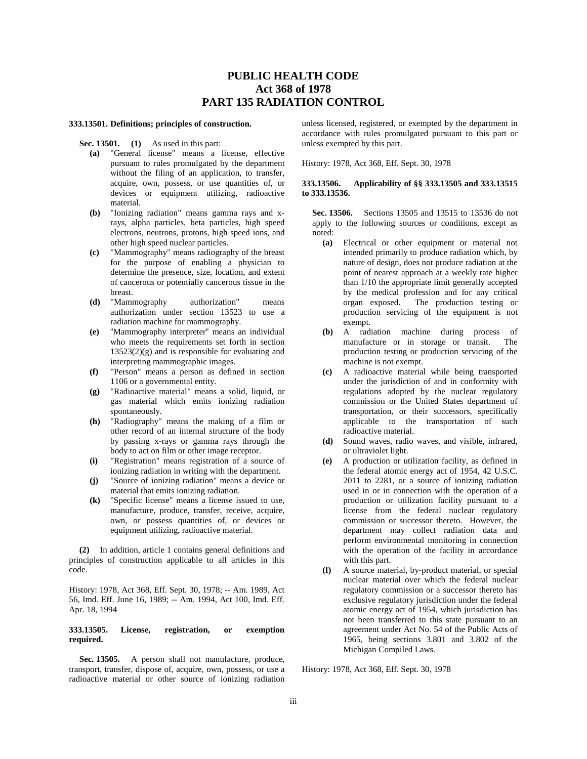# PUBLIC HEALTH CODE
# Act 368 of 1978
# PART 135 RADIATION CONTROL

### 333.13501. Definitions; principles of construction.

**Sec. 13501. (1)** As used in this part:

- **(a)** "General license" means a license, effective pursuant to rules promulgated by the department without the filing of an application, to transfer, acquire, own, possess, or use quantities of, or devices or equipment utilizing, radioactive material.
- **(b)** "Ionizing radiation" means gamma rays and x-rays, alpha particles, beta particles, high speed electrons, neutrons, protons, high speed ions, and other high speed nuclear particles.
- **(c)** "Mammography" means radiography of the breast for the purpose of enabling a physician to determine the presence, size, location, and extent of cancerous or potentially cancerous tissue in the breast.
- **(d)** "Mammography authorization" means authorization under section 13523 to use a radiation machine for mammography.
- **(e)** "Mammography interpreter" means an individual who meets the requirements set forth in section 13523(2)(g) and is responsible for evaluating and interpreting mammographic images.
- **(f)** "Person" means a person as defined in section 1106 or a governmental entity.
- **(g)** "Radioactive material" means a solid, liquid, or gas material which emits ionizing radiation spontaneously.
- **(h)** "Radiography" means the making of a film or other record of an internal structure of the body by passing x-rays or gamma rays through the body to act on film or other image receptor.
- **(i)** "Registration" means registration of a source of ionizing radiation in writing with the department.
- **(j)** "Source of ionizing radiation" means a device or material that emits ionizing radiation.
- **(k)** "Specific license" means a license issued to use, manufacture, produce, transfer, receive, acquire, own, or possess quantities of, or devices or equipment utilizing, radioactive material.

**(2)** In addition, article 1 contains general definitions and principles of construction applicable to all articles in this code.

History: 1978, Act 368, Eff. Sept. 30, 1978; -- Am. 1989, Act 56, Imd. Eff. June 16, 1989; -- Am. 1994, Act 100, Imd. Eff. Apr. 18, 1994

### 333.13505. License, registration, or exemption required.

**Sec. 13505.** A person shall not manufacture, produce, transport, transfer, dispose of, acquire, own, possess, or use a radioactive material or other source of ionizing radiation unless licensed, registered, or exempted by the department in accordance with rules promulgated pursuant to this part or unless exempted by this part.

History: 1978, Act 368, Eff. Sept. 30, 1978

### 333.13506. Applicability of §§ 333.13505 and 333.13515 to 333.13536.

**Sec. 13506.** Sections 13505 and 13515 to 13536 do not apply to the following sources or conditions, except as noted:

- **(a)** Electrical or other equipment or material not intended primarily to produce radiation which, by nature of design, does not produce radiation at the point of nearest approach at a weekly rate higher than 1/10 the appropriate limit generally accepted by the medical profession and for any critical organ exposed. The production testing or production servicing of the equipment is not exempt.
- **(b)** A radiation machine during process of manufacture or in storage or transit. The production testing or production servicing of the machine is not exempt.
- **(c)** A radioactive material while being transported under the jurisdiction of and in conformity with regulations adopted by the nuclear regulatory commission or the United States department of transportation, or their successors, specifically applicable to the transportation of such radioactive material.
- **(d)** Sound waves, radio waves, and visible, infrared, or ultraviolet light.
- **(e)** A production or utilization facility, as defined in the federal atomic energy act of 1954, 42 U.S.C. 2011 to 2281, or a source of ionizing radiation used in or in connection with the operation of a production or utilization facility pursuant to a license from the federal nuclear regulatory commission or successor thereto. However, the department may collect radiation data and perform environmental monitoring in connection with the operation of the facility in accordance with this part.
- **(f)** A source material, by-product material, or special nuclear material over which the federal nuclear regulatory commission or a successor thereto has exclusive regulatory jurisdiction under the federal atomic energy act of 1954, which jurisdiction has not been transferred to this state pursuant to an agreement under Act No. 54 of the Public Acts of 1965, being sections 3.801 and 3.802 of the Michigan Compiled Laws.

History: 1978, Act 368, Eff. Sept. 30, 1978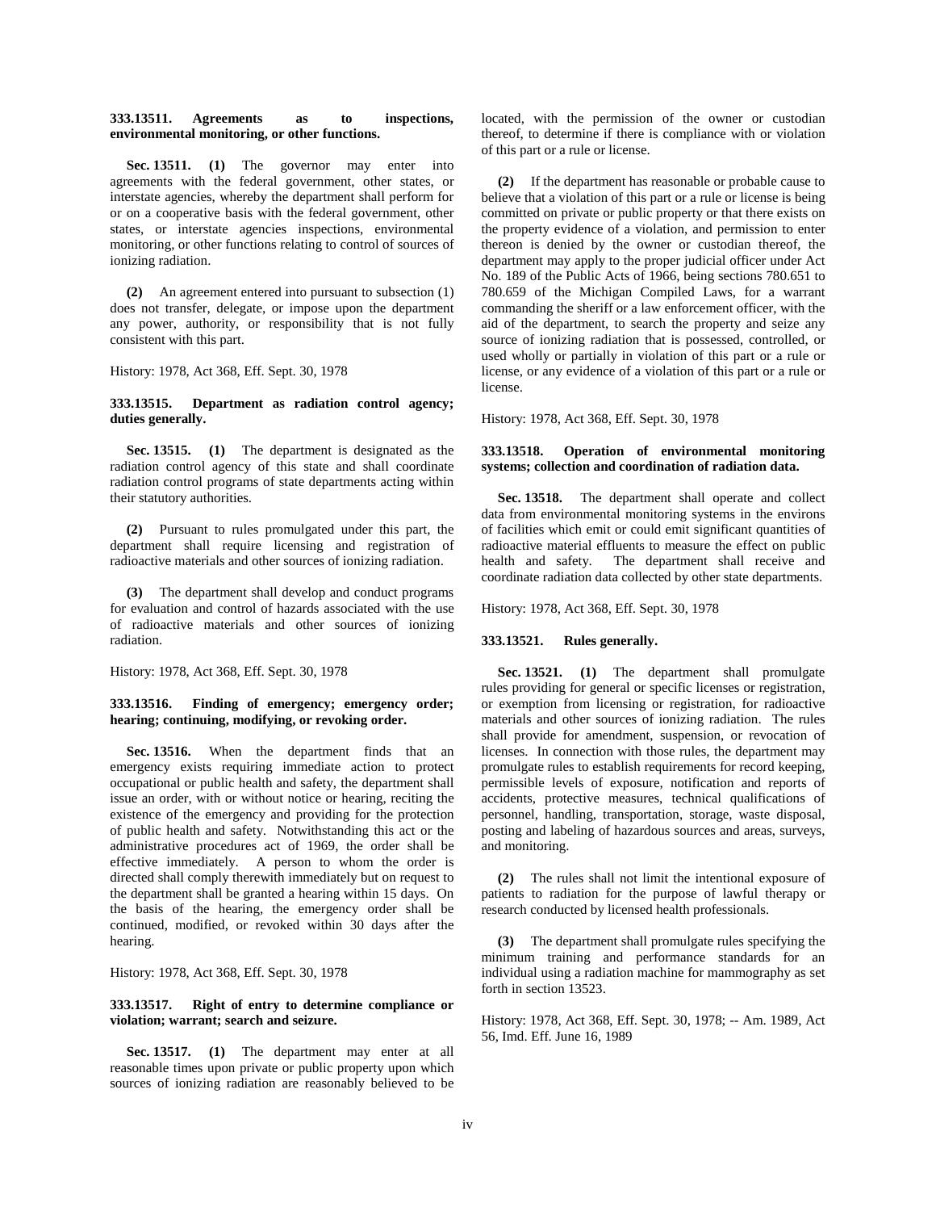**333.13511. Agreements as to inspections, environmental monitoring, or other functions.**

**Sec. 13511. (1)** The governor may enter into agreements with the federal government, other states, or interstate agencies, whereby the department shall perform for or on a cooperative basis with the federal government, other states, or interstate agencies inspections, environmental monitoring, or other functions relating to control of sources of ionizing radiation.

**(2)** An agreement entered into pursuant to subsection (1) does not transfer, delegate, or impose upon the department any power, authority, or responsibility that is not fully consistent with this part.

History: 1978, Act 368, Eff. Sept. 30, 1978

**333.13515. Department as radiation control agency; duties generally.**

**Sec. 13515. (1)** The department is designated as the radiation control agency of this state and shall coordinate radiation control programs of state departments acting within their statutory authorities.

**(2)** Pursuant to rules promulgated under this part, the department shall require licensing and registration of radioactive materials and other sources of ionizing radiation.

**(3)** The department shall develop and conduct programs for evaluation and control of hazards associated with the use of radioactive materials and other sources of ionizing radiation.

History: 1978, Act 368, Eff. Sept. 30, 1978

**333.13516. Finding of emergency; emergency order; hearing; continuing, modifying, or revoking order.**

**Sec. 13516.** When the department finds that an emergency exists requiring immediate action to protect occupational or public health and safety, the department shall issue an order, with or without notice or hearing, reciting the existence of the emergency and providing for the protection of public health and safety. Notwithstanding this act or the administrative procedures act of 1969, the order shall be effective immediately. A person to whom the order is directed shall comply therewith immediately but on request to the department shall be granted a hearing within 15 days. On the basis of the hearing, the emergency order shall be continued, modified, or revoked within 30 days after the hearing.

History: 1978, Act 368, Eff. Sept. 30, 1978

**333.13517. Right of entry to determine compliance or violation; warrant; search and seizure.**

**Sec. 13517. (1)** The department may enter at all reasonable times upon private or public property upon which sources of ionizing radiation are reasonably believed to be located, with the permission of the owner or custodian thereof, to determine if there is compliance with or violation of this part or a rule or license.

**(2)** If the department has reasonable or probable cause to believe that a violation of this part or a rule or license is being committed on private or public property or that there exists on the property evidence of a violation, and permission to enter thereon is denied by the owner or custodian thereof, the department may apply to the proper judicial officer under Act No. 189 of the Public Acts of 1966, being sections 780.651 to 780.659 of the Michigan Compiled Laws, for a warrant commanding the sheriff or a law enforcement officer, with the aid of the department, to search the property and seize any source of ionizing radiation that is possessed, controlled, or used wholly or partially in violation of this part or a rule or license, or any evidence of a violation of this part or a rule or license.

History: 1978, Act 368, Eff. Sept. 30, 1978

**333.13518. Operation of environmental monitoring systems; collection and coordination of radiation data.**

**Sec. 13518.** The department shall operate and collect data from environmental monitoring systems in the environs of facilities which emit or could emit significant quantities of radioactive material effluents to measure the effect on public health and safety. The department shall receive and coordinate radiation data collected by other state departments.

History: 1978, Act 368, Eff. Sept. 30, 1978

**333.13521. Rules generally.**

**Sec. 13521. (1)** The department shall promulgate rules providing for general or specific licenses or registration, or exemption from licensing or registration, for radioactive materials and other sources of ionizing radiation. The rules shall provide for amendment, suspension, or revocation of licenses. In connection with those rules, the department may promulgate rules to establish requirements for record keeping, permissible levels of exposure, notification and reports of accidents, protective measures, technical qualifications of personnel, handling, transportation, storage, waste disposal, posting and labeling of hazardous sources and areas, surveys, and monitoring.

**(2)** The rules shall not limit the intentional exposure of patients to radiation for the purpose of lawful therapy or research conducted by licensed health professionals.

**(3)** The department shall promulgate rules specifying the minimum training and performance standards for an individual using a radiation machine for mammography as set forth in section 13523.

History: 1978, Act 368, Eff. Sept. 30, 1978; -- Am. 1989, Act 56, Imd. Eff. June 16, 1989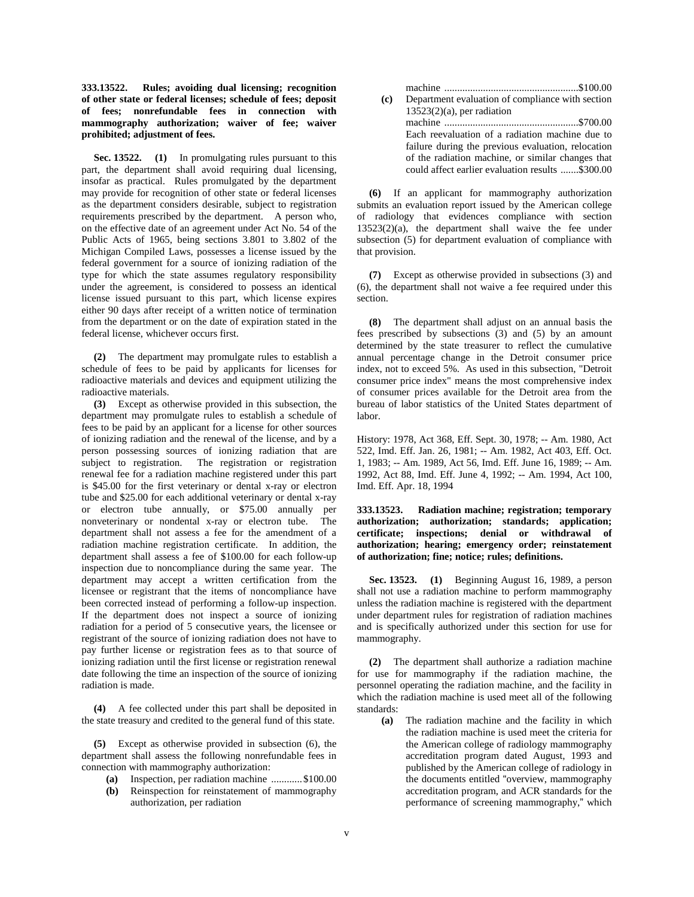**333.13522. Rules; avoiding dual licensing; recognition of other state or federal licenses; schedule of fees; deposit of fees; nonrefundable fees in connection with mammography authorization; waiver of fee; waiver prohibited; adjustment of fees.**

**Sec. 13522. (1)** In promulgating rules pursuant to this part, the department shall avoid requiring dual licensing, insofar as practical. Rules promulgated by the department may provide for recognition of other state or federal licenses as the department considers desirable, subject to registration requirements prescribed by the department. A person who, on the effective date of an agreement under Act No. 54 of the Public Acts of 1965, being sections 3.801 to 3.802 of the Michigan Compiled Laws, possesses a license issued by the federal government for a source of ionizing radiation of the type for which the state assumes regulatory responsibility under the agreement, is considered to possess an identical license issued pursuant to this part, which license expires either 90 days after receipt of a written notice of termination from the department or on the date of expiration stated in the federal license, whichever occurs first.

**(2)** The department may promulgate rules to establish a schedule of fees to be paid by applicants for licenses for radioactive materials and devices and equipment utilizing the radioactive materials.

**(3)** Except as otherwise provided in this subsection, the department may promulgate rules to establish a schedule of fees to be paid by an applicant for a license for other sources of ionizing radiation and the renewal of the license, and by a person possessing sources of ionizing radiation that are subject to registration. The registration or registration renewal fee for a radiation machine registered under this part is $45.00 for the first veterinary or dental x-ray or electron tube and $25.00 for each additional veterinary or dental x-ray or electron tube annually, or $75.00 annually per nonveterinary or nondental x-ray or electron tube. The department shall not assess a fee for the amendment of a radiation machine registration certificate. In addition, the department shall assess a fee of $100.00 for each follow-up inspection due to noncompliance during the same year. The department may accept a written certification from the licensee or registrant that the items of noncompliance have been corrected instead of performing a follow-up inspection. If the department does not inspect a source of ionizing radiation for a period of 5 consecutive years, the licensee or registrant of the source of ionizing radiation does not have to pay further license or registration fees as to that source of ionizing radiation until the first license or registration renewal date following the time an inspection of the source of ionizing radiation is made.

**(4)** A fee collected under this part shall be deposited in the state treasury and credited to the general fund of this state.

**(5)** Except as otherwise provided in subsection (6), the department shall assess the following nonrefundable fees in connection with mammography authorization:

- **(a)** Inspection, per radiation machine ............$100.00
- **(b)** Reinspection for reinstatement of mammography authorization, per radiation machine ....................................................$100.00
- **(c)** Department evaluation of compliance with section 13523(2)(a), per radiation machine ....................................................$700.00
  Each reevaluation of a radiation machine due to failure during the previous evaluation, relocation of the radiation machine, or similar changes that could affect earlier evaluation results .......$300.00

**(6)** If an applicant for mammography authorization submits an evaluation report issued by the American college of radiology that evidences compliance with section 13523(2)(a), the department shall waive the fee under subsection (5) for department evaluation of compliance with that provision.

**(7)** Except as otherwise provided in subsections (3) and (6), the department shall not waive a fee required under this section.

**(8)** The department shall adjust on an annual basis the fees prescribed by subsections (3) and (5) by an amount determined by the state treasurer to reflect the cumulative annual percentage change in the Detroit consumer price index, not to exceed 5%. As used in this subsection, "Detroit consumer price index" means the most comprehensive index of consumer prices available for the Detroit area from the bureau of labor statistics of the United States department of labor.

History: 1978, Act 368, Eff. Sept. 30, 1978; -- Am. 1980, Act 522, Imd. Eff. Jan. 26, 1981; -- Am. 1982, Act 403, Eff. Oct. 1, 1983; -- Am. 1989, Act 56, Imd. Eff. June 16, 1989; -- Am. 1992, Act 88, Imd. Eff. June 4, 1992; -- Am. 1994, Act 100, Imd. Eff. Apr. 18, 1994

**333.13523. Radiation machine; registration; temporary authorization; authorization; standards; application; certificate; inspections; denial or withdrawal of authorization; hearing; emergency order; reinstatement of authorization; fine; notice; rules; definitions.**

**Sec. 13523. (1)** Beginning August 16, 1989, a person shall not use a radiation machine to perform mammography unless the radiation machine is registered with the department under department rules for registration of radiation machines and is specifically authorized under this section for use for mammography.

**(2)** The department shall authorize a radiation machine for use for mammography if the radiation machine, the personnel operating the radiation machine, and the facility in which the radiation machine is used meet all of the following standards:

- **(a)** The radiation machine and the facility in which the radiation machine is used meet the criteria for the American college of radiology mammography accreditation program dated August, 1993 and published by the American college of radiology in the documents entitled "overview, mammography accreditation program, and ACR standards for the performance of screening mammography," which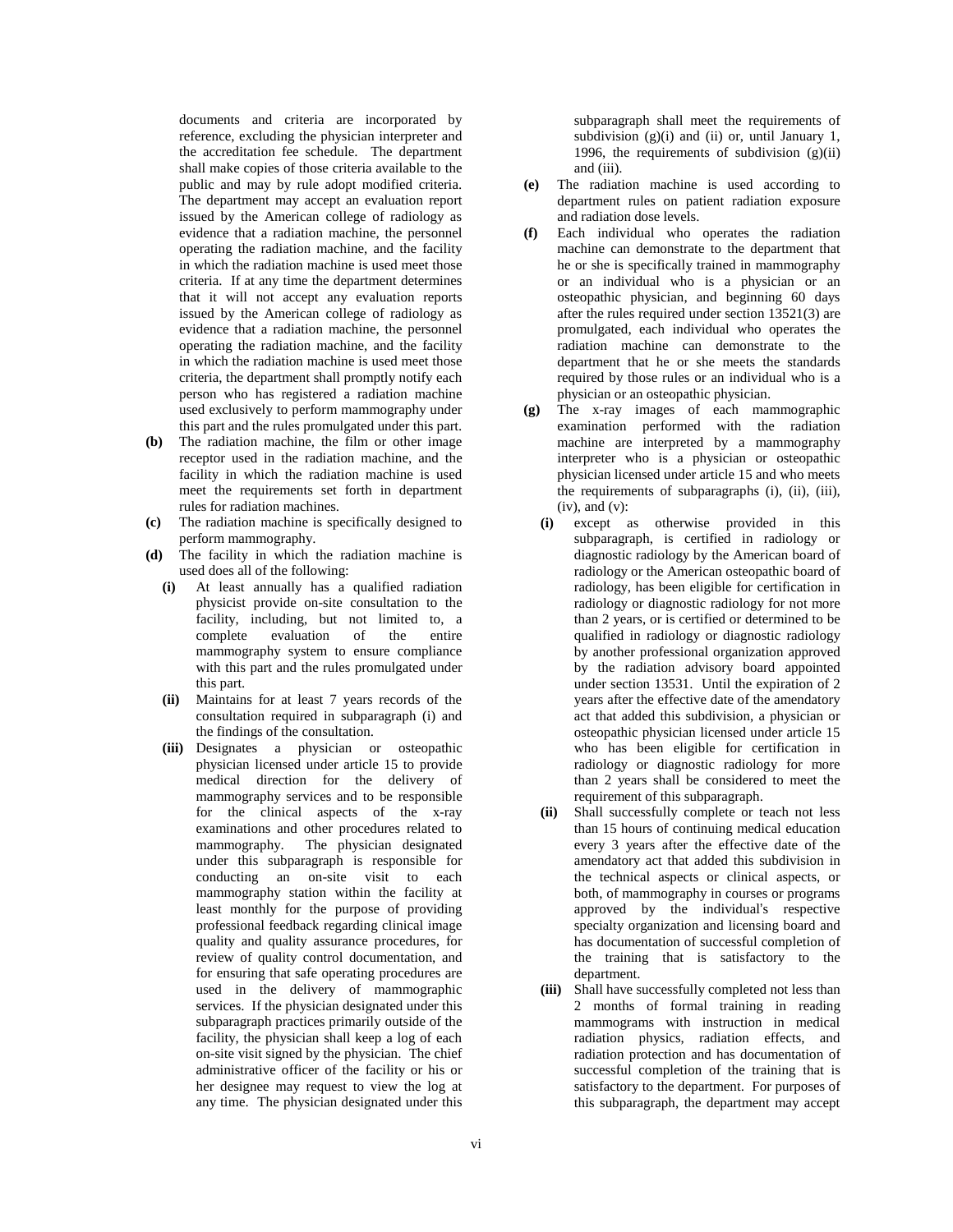documents and criteria are incorporated by reference, excluding the physician interpreter and the accreditation fee schedule. The department shall make copies of those criteria available to the public and may by rule adopt modified criteria. The department may accept an evaluation report issued by the American college of radiology as evidence that a radiation machine, the personnel operating the radiation machine, and the facility in which the radiation machine is used meet those criteria. If at any time the department determines that it will not accept any evaluation reports issued by the American college of radiology as evidence that a radiation machine, the personnel operating the radiation machine, and the facility in which the radiation machine is used meet those criteria, the department shall promptly notify each person who has registered a radiation machine used exclusively to perform mammography under this part and the rules promulgated under this part.

**(b)** The radiation machine, the film or other image receptor used in the radiation machine, and the facility in which the radiation machine is used meet the requirements set forth in department rules for radiation machines.

**(c)** The radiation machine is specifically designed to perform mammography.

**(d)** The facility in which the radiation machine is used does all of the following:

**(i)** At least annually has a qualified radiation physicist provide on-site consultation to the facility, including, but not limited to, a complete evaluation of the entire mammography system to ensure compliance with this part and the rules promulgated under this part.

**(ii)** Maintains for at least 7 years records of the consultation required in subparagraph (i) and the findings of the consultation.

**(iii)** Designates a physician or osteopathic physician licensed under article 15 to provide medical direction for the delivery of mammography services and to be responsible for the clinical aspects of the x-ray examinations and other procedures related to mammography. The physician designated under this subparagraph is responsible for conducting an on-site visit to each mammography station within the facility at least monthly for the purpose of providing professional feedback regarding clinical image quality and quality assurance procedures, for review of quality control documentation, and for ensuring that safe operating procedures are used in the delivery of mammographic services. If the physician designated under this subparagraph practices primarily outside of the facility, the physician shall keep a log of each on-site visit signed by the physician. The chief administrative officer of the facility or his or her designee may request to view the log at any time. The physician designated under this subparagraph shall meet the requirements of subdivision (g)(i) and (ii) or, until January 1, 1996, the requirements of subdivision (g)(ii) and (iii).

**(e)** The radiation machine is used according to department rules on patient radiation exposure and radiation dose levels.

**(f)** Each individual who operates the radiation machine can demonstrate to the department that he or she is specifically trained in mammography or an individual who is a physician or an osteopathic physician, and beginning 60 days after the rules required under section 13521(3) are promulgated, each individual who operates the radiation machine can demonstrate to the department that he or she meets the standards required by those rules or an individual who is a physician or an osteopathic physician.

**(g)** The x-ray images of each mammographic examination performed with the radiation machine are interpreted by a mammography interpreter who is a physician or osteopathic physician licensed under article 15 and who meets the requirements of subparagraphs (i), (ii), (iii), (iv), and (v):

**(i)** except as otherwise provided in this subparagraph, is certified in radiology or diagnostic radiology by the American board of radiology or the American osteopathic board of radiology, has been eligible for certification in radiology or diagnostic radiology for not more than 2 years, or is certified or determined to be qualified in radiology or diagnostic radiology by another professional organization approved by the radiation advisory board appointed under section 13531. Until the expiration of 2 years after the effective date of the amendatory act that added this subdivision, a physician or osteopathic physician licensed under article 15 who has been eligible for certification in radiology or diagnostic radiology for more than 2 years shall be considered to meet the requirement of this subparagraph.

**(ii)** Shall successfully complete or teach not less than 15 hours of continuing medical education every 3 years after the effective date of the amendatory act that added this subdivision in the technical aspects or clinical aspects, or both, of mammography in courses or programs approved by the individual's respective specialty organization and licensing board and has documentation of successful completion of the training that is satisfactory to the department.

**(iii)** Shall have successfully completed not less than 2 months of formal training in reading mammograms with instruction in medical radiation physics, radiation effects, and radiation protection and has documentation of successful completion of the training that is satisfactory to the department. For purposes of this subparagraph, the department may accept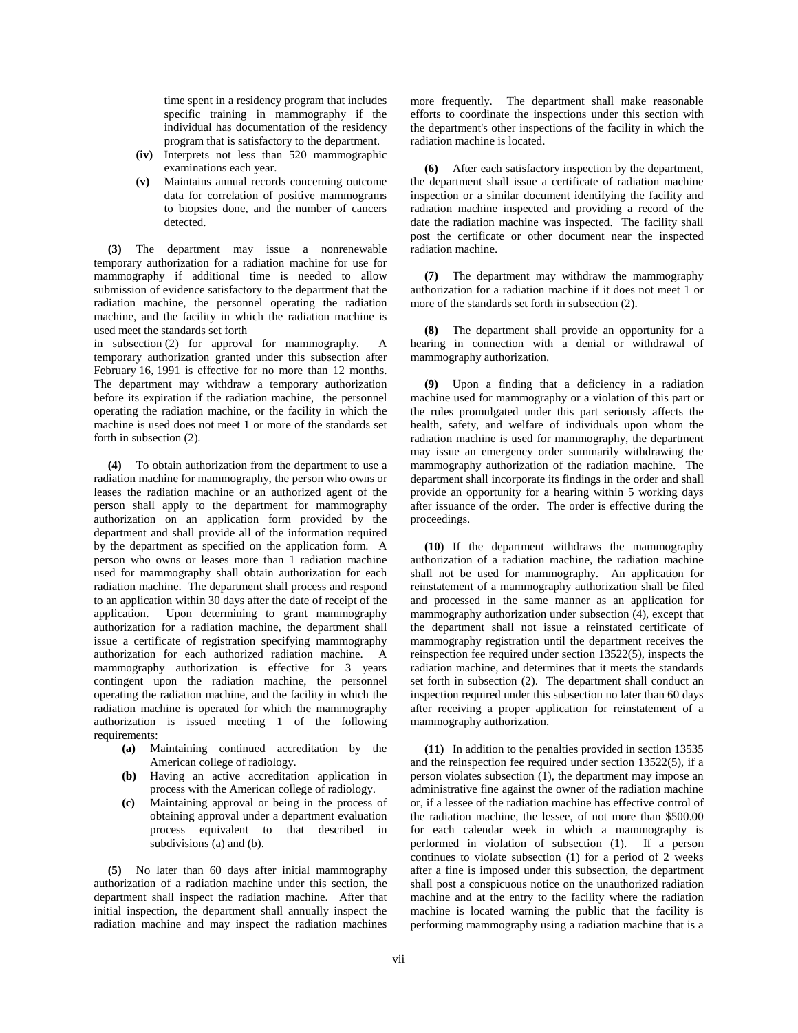time spent in a residency program that includes specific training in mammography if the individual has documentation of the residency program that is satisfactory to the department.

**(iv)** Interprets not less than 520 mammographic examinations each year.

**(v)** Maintains annual records concerning outcome data for correlation of positive mammograms to biopsies done, and the number of cancers detected.

**(3)** The department may issue a nonrenewable temporary authorization for a radiation machine for use for mammography if additional time is needed to allow submission of evidence satisfactory to the department that the radiation machine, the personnel operating the radiation machine, and the facility in which the radiation machine is used meet the standards set forth in subsection (2) for approval for mammography. A temporary authorization granted under this subsection after February 16, 1991 is effective for no more than 12 months. The department may withdraw a temporary authorization before its expiration if the radiation machine, the personnel operating the radiation machine, or the facility in which the machine is used does not meet 1 or more of the standards set forth in subsection (2).

**(4)** To obtain authorization from the department to use a radiation machine for mammography, the person who owns or leases the radiation machine or an authorized agent of the person shall apply to the department for mammography authorization on an application form provided by the department and shall provide all of the information required by the department as specified on the application form. A person who owns or leases more than 1 radiation machine used for mammography shall obtain authorization for each radiation machine. The department shall process and respond to an application within 30 days after the date of receipt of the application. Upon determining to grant mammography authorization for a radiation machine, the department shall issue a certificate of registration specifying mammography authorization for each authorized radiation machine. A mammography authorization is effective for 3 years contingent upon the radiation machine, the personnel operating the radiation machine, and the facility in which the radiation machine is operated for which the mammography authorization is issued meeting 1 of the following requirements:

**(a)** Maintaining continued accreditation by the American college of radiology.

**(b)** Having an active accreditation application in process with the American college of radiology.

**(c)** Maintaining approval or being in the process of obtaining approval under a department evaluation process equivalent to that described in subdivisions (a) and (b).

**(5)** No later than 60 days after initial mammography authorization of a radiation machine under this section, the department shall inspect the radiation machine. After that initial inspection, the department shall annually inspect the radiation machine and may inspect the radiation machines more frequently. The department shall make reasonable efforts to coordinate the inspections under this section with the department's other inspections of the facility in which the radiation machine is located.

**(6)** After each satisfactory inspection by the department, the department shall issue a certificate of radiation machine inspection or a similar document identifying the facility and radiation machine inspected and providing a record of the date the radiation machine was inspected. The facility shall post the certificate or other document near the inspected radiation machine.

**(7)** The department may withdraw the mammography authorization for a radiation machine if it does not meet 1 or more of the standards set forth in subsection (2).

**(8)** The department shall provide an opportunity for a hearing in connection with a denial or withdrawal of mammography authorization.

**(9)** Upon a finding that a deficiency in a radiation machine used for mammography or a violation of this part or the rules promulgated under this part seriously affects the health, safety, and welfare of individuals upon whom the radiation machine is used for mammography, the department may issue an emergency order summarily withdrawing the mammography authorization of the radiation machine. The department shall incorporate its findings in the order and shall provide an opportunity for a hearing within 5 working days after issuance of the order. The order is effective during the proceedings.

**(10)** If the department withdraws the mammography authorization of a radiation machine, the radiation machine shall not be used for mammography. An application for reinstatement of a mammography authorization shall be filed and processed in the same manner as an application for mammography authorization under subsection (4), except that the department shall not issue a reinstated certificate of mammography registration until the department receives the reinspection fee required under section 13522(5), inspects the radiation machine, and determines that it meets the standards set forth in subsection (2). The department shall conduct an inspection required under this subsection no later than 60 days after receiving a proper application for reinstatement of a mammography authorization.

**(11)** In addition to the penalties provided in section 13535 and the reinspection fee required under section 13522(5), if a person violates subsection (1), the department may impose an administrative fine against the owner of the radiation machine or, if a lessee of the radiation machine has effective control of the radiation machine, the lessee, of not more than $500.00 for each calendar week in which a mammography is performed in violation of subsection (1). If a person continues to violate subsection (1) for a period of 2 weeks after a fine is imposed under this subsection, the department shall post a conspicuous notice on the unauthorized radiation machine and at the entry to the facility where the radiation machine is located warning the public that the facility is performing mammography using a radiation machine that is a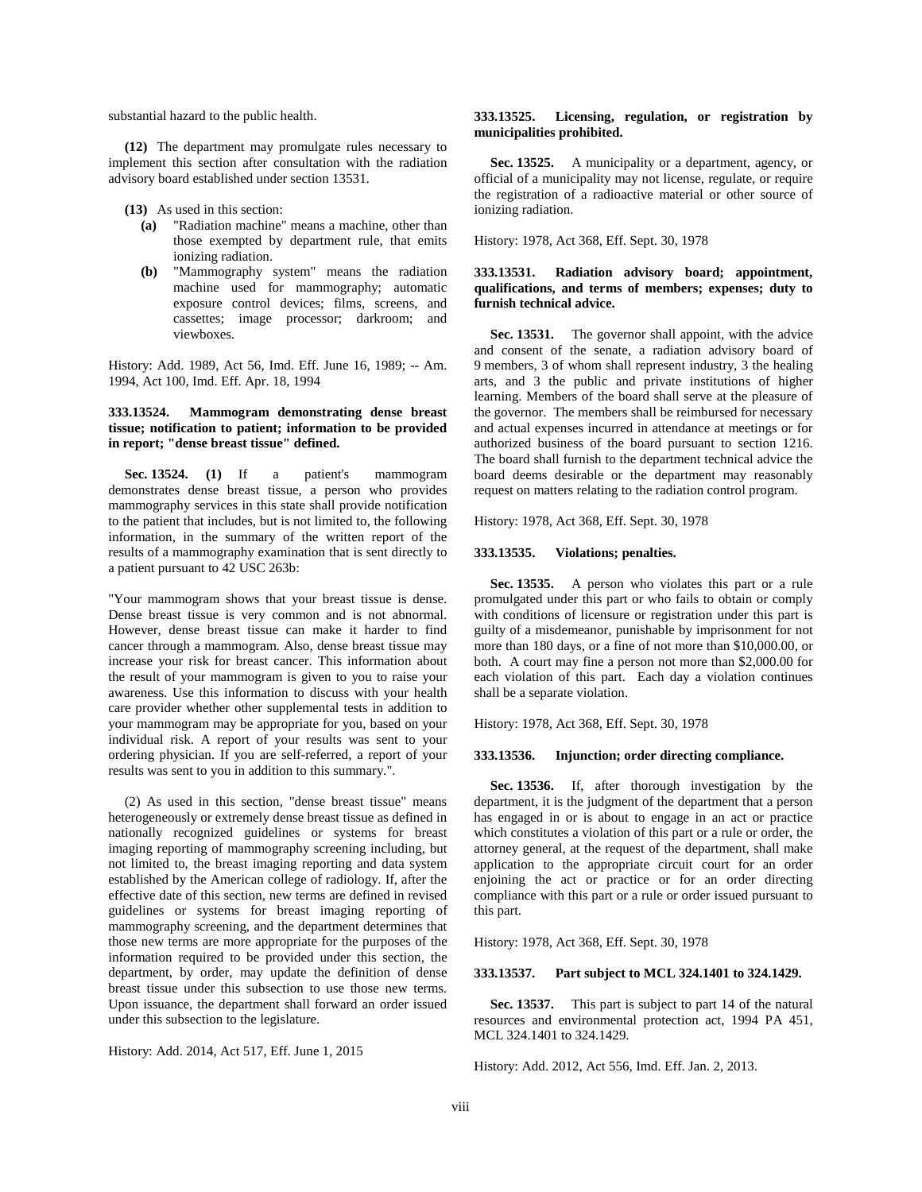substantial hazard to the public health.

**(12)** The department may promulgate rules necessary to implement this section after consultation with the radiation advisory board established under section 13531.

**(13)** As used in this section:

- **(a)** "Radiation machine" means a machine, other than those exempted by department rule, that emits ionizing radiation.
- **(b)** "Mammography system" means the radiation machine used for mammography; automatic exposure control devices; films, screens, and cassettes; image processor; darkroom; and viewboxes.

History: Add. 1989, Act 56, Imd. Eff. June 16, 1989; -- Am. 1994, Act 100, Imd. Eff. Apr. 18, 1994

**333.13524. Mammogram demonstrating dense breast tissue; notification to patient; information to be provided in report; "dense breast tissue" defined.**

**Sec. 13524. (1)** If a patient's mammogram demonstrates dense breast tissue, a person who provides mammography services in this state shall provide notification to the patient that includes, but is not limited to, the following information, in the summary of the written report of the results of a mammography examination that is sent directly to a patient pursuant to 42 USC 263b:

"Your mammogram shows that your breast tissue is dense. Dense breast tissue is very common and is not abnormal. However, dense breast tissue can make it harder to find cancer through a mammogram. Also, dense breast tissue may increase your risk for breast cancer. This information about the result of your mammogram is given to you to raise your awareness. Use this information to discuss with your health care provider whether other supplemental tests in addition to your mammogram may be appropriate for you, based on your individual risk. A report of your results was sent to your ordering physician. If you are self-referred, a report of your results was sent to you in addition to this summary.".

(2) As used in this section, "dense breast tissue" means heterogeneously or extremely dense breast tissue as defined in nationally recognized guidelines or systems for breast imaging reporting of mammography screening including, but not limited to, the breast imaging reporting and data system established by the American college of radiology. If, after the effective date of this section, new terms are defined in revised guidelines or systems for breast imaging reporting of mammography screening, and the department determines that those new terms are more appropriate for the purposes of the information required to be provided under this section, the department, by order, may update the definition of dense breast tissue under this subsection to use those new terms. Upon issuance, the department shall forward an order issued under this subsection to the legislature.

History: Add. 2014, Act 517, Eff. June 1, 2015

**333.13525. Licensing, regulation, or registration by municipalities prohibited.**

**Sec. 13525.** A municipality or a department, agency, or official of a municipality may not license, regulate, or require the registration of a radioactive material or other source of ionizing radiation.

History: 1978, Act 368, Eff. Sept. 30, 1978

**333.13531. Radiation advisory board; appointment, qualifications, and terms of members; expenses; duty to furnish technical advice.**

**Sec. 13531.** The governor shall appoint, with the advice and consent of the senate, a radiation advisory board of 9 members, 3 of whom shall represent industry, 3 the healing arts, and 3 the public and private institutions of higher learning. Members of the board shall serve at the pleasure of the governor. The members shall be reimbursed for necessary and actual expenses incurred in attendance at meetings or for authorized business of the board pursuant to section 1216. The board shall furnish to the department technical advice the board deems desirable or the department may reasonably request on matters relating to the radiation control program.

History: 1978, Act 368, Eff. Sept. 30, 1978

**333.13535. Violations; penalties.**

**Sec. 13535.** A person who violates this part or a rule promulgated under this part or who fails to obtain or comply with conditions of licensure or registration under this part is guilty of a misdemeanor, punishable by imprisonment for not more than 180 days, or a fine of not more than $10,000.00, or both. A court may fine a person not more than $2,000.00 for each violation of this part. Each day a violation continues shall be a separate violation.

History: 1978, Act 368, Eff. Sept. 30, 1978

**333.13536. Injunction; order directing compliance.**

**Sec. 13536.** If, after thorough investigation by the department, it is the judgment of the department that a person has engaged in or is about to engage in an act or practice which constitutes a violation of this part or a rule or order, the attorney general, at the request of the department, shall make application to the appropriate circuit court for an order enjoining the act or practice or for an order directing compliance with this part or a rule or order issued pursuant to this part.

History: 1978, Act 368, Eff. Sept. 30, 1978

**333.13537. Part subject to MCL 324.1401 to 324.1429.**

**Sec. 13537.** This part is subject to part 14 of the natural resources and environmental protection act, 1994 PA 451, MCL 324.1401 to 324.1429.

History: Add. 2012, Act 556, Imd. Eff. Jan. 2, 2013.